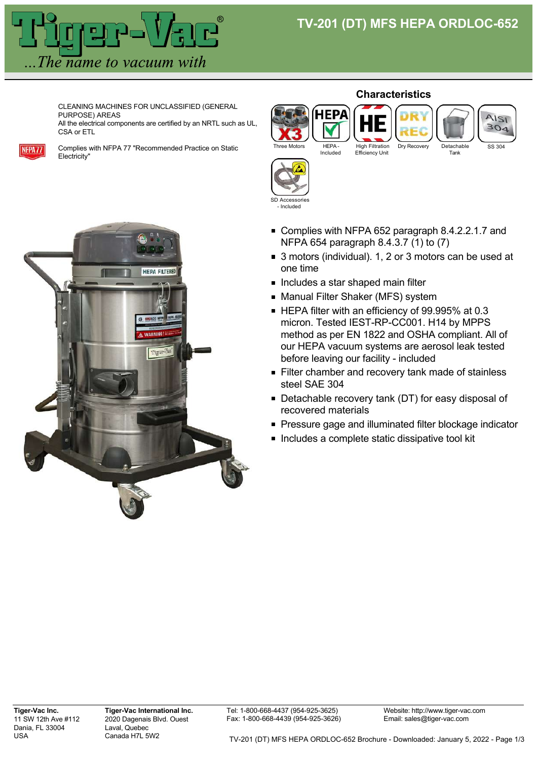# TV-201 (DT) MFS HEPA ORDLOC-652

CLEANING MACHINES FOR UNCLASSIFIED (GENERAL PURPOSE) AREAS
All the electrical components are certified by an NRTL such as UL, CSA or ETL

Complies with NFPA 77 "Recommended Practice on Static Electricity"

## Characteristics

Three Motors | HEPA - Included | High Filtration Efficiency Unit | Dry Recovery | Detachable Tank | SS 304 | SD Accessories - Included

- Complies with NFPA 652 paragraph 8.4.2.2.1.7 and NFPA 654 paragraph 8.4.3.7 (1) to (7)
- 3 motors (individual). 1, 2 or 3 motors can be used at one time
- Includes a star shaped main filter
- Manual Filter Shaker (MFS) system
- HEPA filter with an efficiency of 99.995% at 0.3 micron. Tested IEST-RP-CC001. H14 by MPPS method as per EN 1822 and OSHA compliant. All of our HEPA vacuum systems are aerosol leak tested before leaving our facility - included
- Filter chamber and recovery tank made of stainless steel SAE 304
- Detachable recovery tank (DT) for easy disposal of recovered materials
- Pressure gage and illuminated filter blockage indicator
- Includes a complete static dissipative tool kit

**Tiger-Vac Inc.**
11 SW 12th Ave #112
Dania, FL 33004
USA

**Tiger-Vac International Inc.**
2020 Dagenais Blvd. Ouest
Laval, Quebec
Canada H7L 5W2

Tel: 1-800-668-4437 (954-925-3625)
Fax: 1-800-668-4439 (954-925-3626)

Website: http://www.tiger-vac.com
Email: sales@tiger-vac.com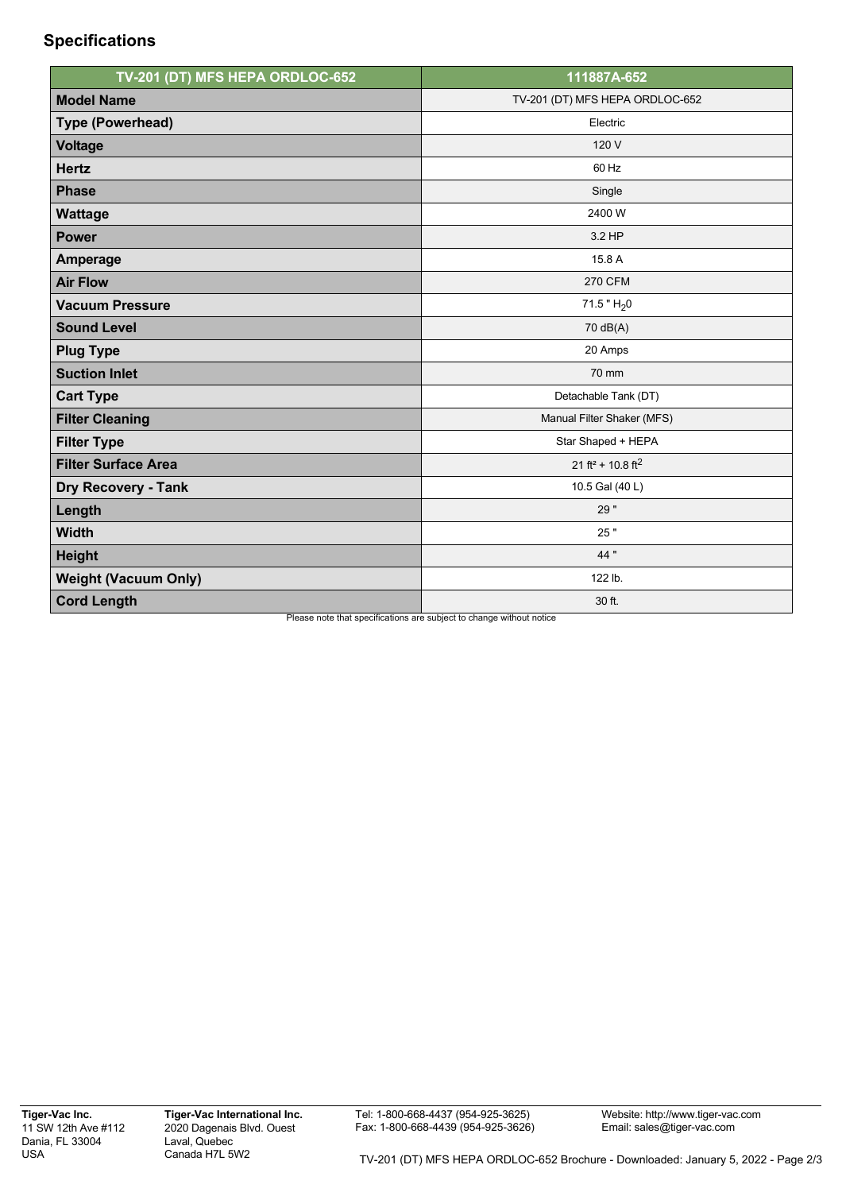## Specifications

| TV-201 (DT) MFS HEPA ORDLOC-652 | 111887A-652 |
|---|---|
| **Model Name** | TV-201 (DT) MFS HEPA ORDLOC-652 |
| **Type (Powerhead)** | Electric |
| **Voltage** | 120 V |
| **Hertz** | 60 Hz |
| **Phase** | Single |
| **Wattage** | 2400 W |
| **Power** | 3.2 HP |
| **Amperage** | 15.8 A |
| **Air Flow** | 270 CFM |
| **Vacuum Pressure** | 71.5 " $H_20$ |
| **Sound Level** | 70 dB(A) |
| **Plug Type** | 20 Amps |
| **Suction Inlet** | 70 mm |
| **Cart Type** | Detachable Tank (DT) |
| **Filter Cleaning** | Manual Filter Shaker (MFS) |
| **Filter Type** | Star Shaped + HEPA |
| **Filter Surface Area** | 21 $ft^2$ + 10.8 $ft^2$ |
| **Dry Recovery - Tank** | 10.5 Gal (40 L) |
| **Length** | 29 " |
| **Width** | 25 " |
| **Height** | 44 " |
| **Weight (Vacuum Only)** | 122 lb. |
| **Cord Length** | 30 ft. |

Please note that specifications are subject to change without notice

**Tiger-Vac Inc.**
11 SW 12th Ave #112
Dania, FL 33004
USA

**Tiger-Vac International Inc.**
2020 Dagenais Blvd. Ouest
Laval, Quebec
Canada H7L 5W2

Tel: 1-800-668-4437 (954-925-3625)
Fax: 1-800-668-4439 (954-925-3626)

Website: http://www.tiger-vac.com
Email: sales@tiger-vac.com

TV-201 (DT) MFS HEPA ORDLOC-652 Brochure - Downloaded: January 5, 2022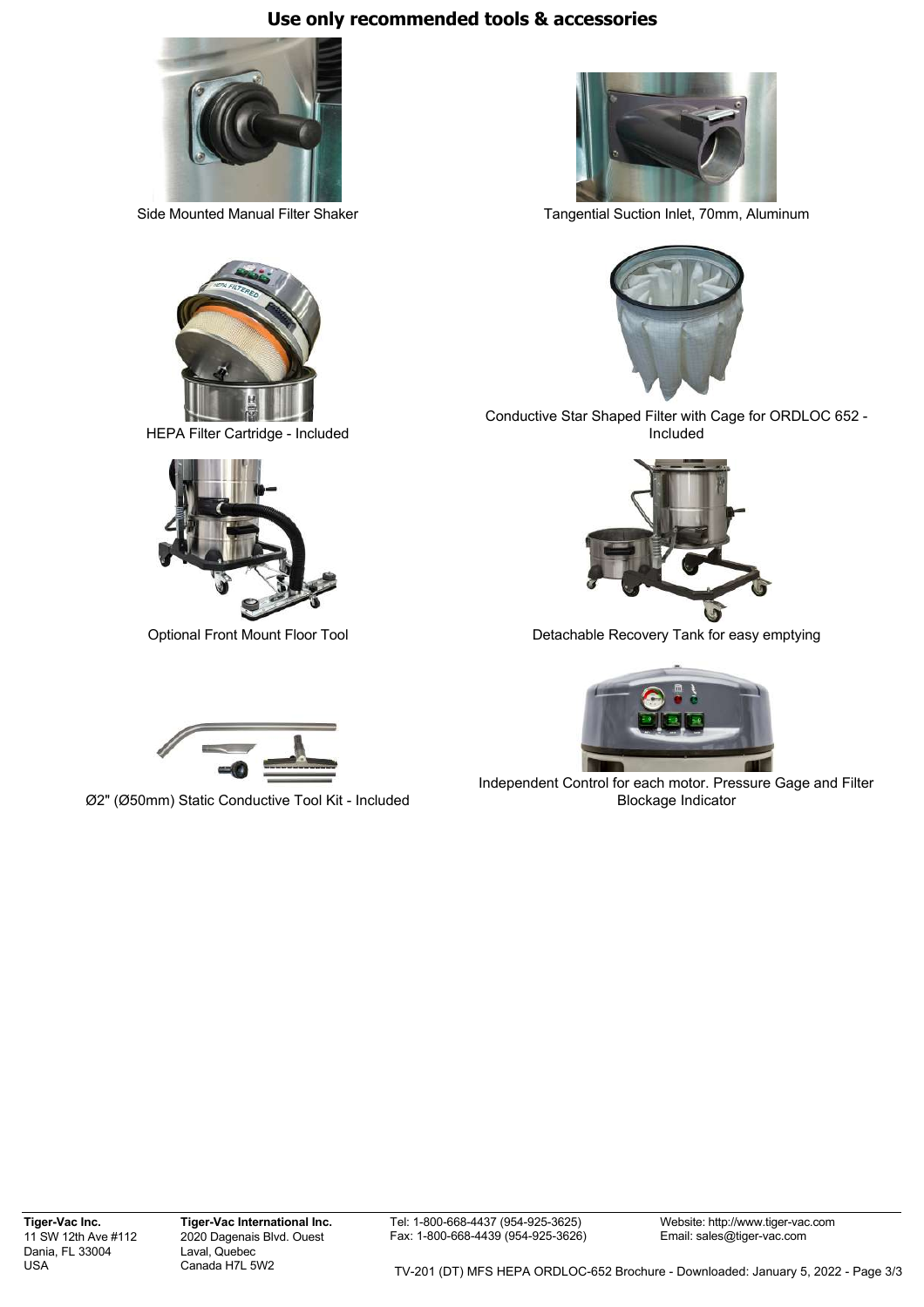## Use only recommended tools & accessories

Side Mounted Manual Filter Shaker

Tangential Suction Inlet, 70mm, Aluminum

HEPA Filter Cartridge - Included

Conductive Star Shaped Filter with Cage for ORDLOC 652 - Included

Optional Front Mount Floor Tool

Detachable Recovery Tank for easy emptying

Ø2" (Ø50mm) Static Conductive Tool Kit - Included

Independent Control for each motor. Pressure Gage and Filter Blockage Indicator

**Tiger-Vac Inc.**
11 SW 12th Ave #112
Dania, FL 33004
USA

**Tiger-Vac International Inc.**
2020 Dagenais Blvd. Ouest
Laval, Quebec
Canada H7L 5W2

Tel: 1-800-668-4437 (954-925-3625)
Fax: 1-800-668-4439 (954-925-3626)

Website: http://www.tiger-vac.com
Email: sales@tiger-vac.com

TV-201 (DT) MFS HEPA ORDLOC-652 Brochure - Downloaded: January 5, 2022